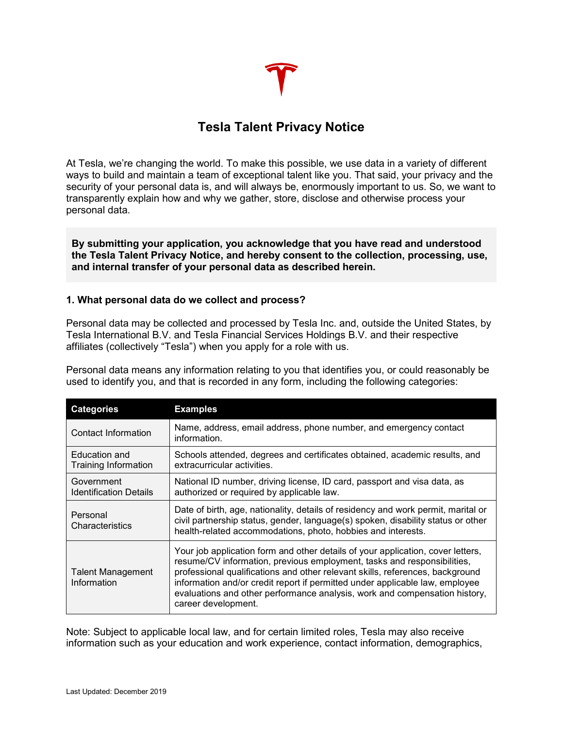# Tesla Talent Privacy Notice

At Tesla, we're changing the world. To make this possible, we use data in a variety of different ways to build and maintain a team of exceptional talent like you. That said, your privacy and the security of your personal data is, and will always be, enormously important to us. So, we want to transparently explain how and why we gather, store, disclose and otherwise process your personal data.

**By submitting your application, you acknowledge that you have read and understood the Tesla Talent Privacy Notice, and hereby consent to the collection, processing, use, and internal transfer of your personal data as described herein.**

### 1. What personal data do we collect and process?

Personal data may be collected and processed by Tesla Inc. and, outside the United States, by Tesla International B.V. and Tesla Financial Services Holdings B.V. and their respective affiliates (collectively "Tesla") when you apply for a role with us.

Personal data means any information relating to you that identifies you, or could reasonably be used to identify you, and that is recorded in any form, including the following categories:

| Categories | Examples |
| --- | --- |
| Contact Information | Name, address, email address, phone number, and emergency contact information. |
| Education and Training Information | Schools attended, degrees and certificates obtained, academic results, and extracurricular activities. |
| Government Identification Details | National ID number, driving license, ID card, passport and visa data, as authorized or required by applicable law. |
| Personal Characteristics | Date of birth, age, nationality, details of residency and work permit, marital or civil partnership status, gender, language(s) spoken, disability status or other health-related accommodations, photo, hobbies and interests. |
| Talent Management Information | Your job application form and other details of your application, cover letters, resume/CV information, previous employment, tasks and responsibilities, professional qualifications and other relevant skills, references, background information and/or credit report if permitted under applicable law, employee evaluations and other performance analysis, work and compensation history, career development. |

Note: Subject to applicable local law, and for certain limited roles, Tesla may also receive information such as your education and work experience, contact information, demographics,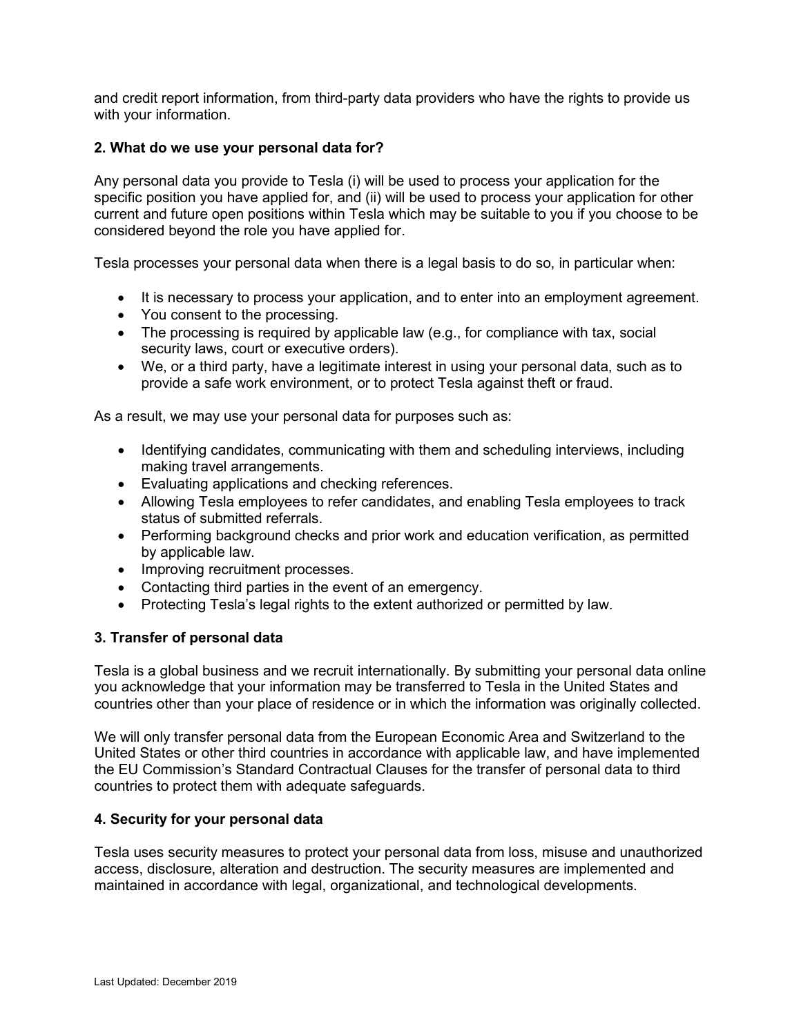and credit report information, from third-party data providers who have the rights to provide us with your information.

## 2. What do we use your personal data for?

Any personal data you provide to Tesla (i) will be used to process your application for the specific position you have applied for, and (ii) will be used to process your application for other current and future open positions within Tesla which may be suitable to you if you choose to be considered beyond the role you have applied for.

Tesla processes your personal data when there is a legal basis to do so, in particular when:

- It is necessary to process your application, and to enter into an employment agreement.
- You consent to the processing.
- The processing is required by applicable law (e.g., for compliance with tax, social security laws, court or executive orders).
- We, or a third party, have a legitimate interest in using your personal data, such as to provide a safe work environment, or to protect Tesla against theft or fraud.

As a result, we may use your personal data for purposes such as:

- Identifying candidates, communicating with them and scheduling interviews, including making travel arrangements.
- Evaluating applications and checking references.
- Allowing Tesla employees to refer candidates, and enabling Tesla employees to track status of submitted referrals.
- Performing background checks and prior work and education verification, as permitted by applicable law.
- Improving recruitment processes.
- Contacting third parties in the event of an emergency.
- Protecting Tesla's legal rights to the extent authorized or permitted by law.

## 3. Transfer of personal data

Tesla is a global business and we recruit internationally. By submitting your personal data online you acknowledge that your information may be transferred to Tesla in the United States and countries other than your place of residence or in which the information was originally collected.

We will only transfer personal data from the European Economic Area and Switzerland to the United States or other third countries in accordance with applicable law, and have implemented the EU Commission's Standard Contractual Clauses for the transfer of personal data to third countries to protect them with adequate safeguards.

## 4. Security for your personal data

Tesla uses security measures to protect your personal data from loss, misuse and unauthorized access, disclosure, alteration and destruction. The security measures are implemented and maintained in accordance with legal, organizational, and technological developments.

Last Updated: December 2019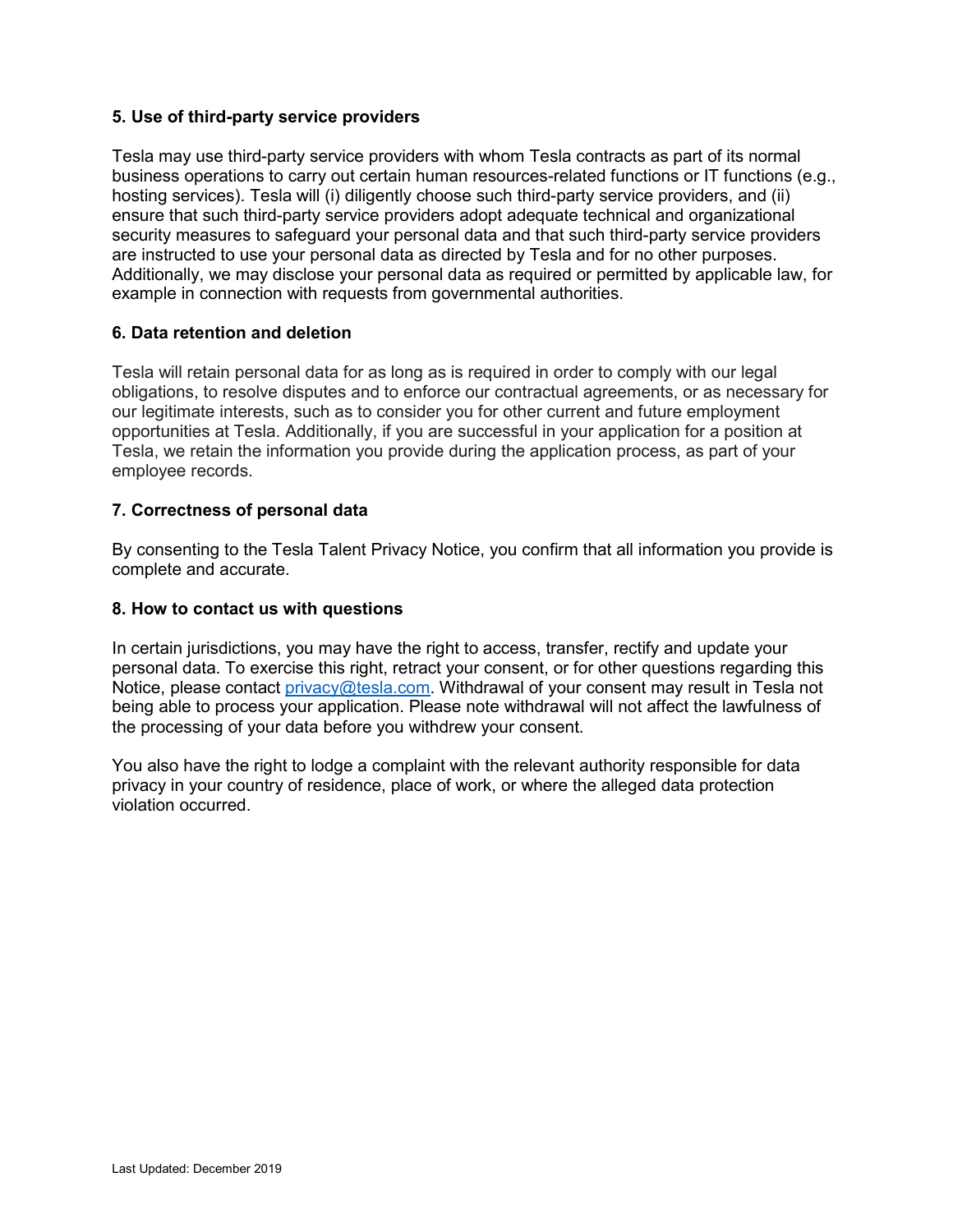**5. Use of third-party service providers**

Tesla may use third-party service providers with whom Tesla contracts as part of its normal business operations to carry out certain human resources-related functions or IT functions (e.g., hosting services). Tesla will (i) diligently choose such third-party service providers, and (ii) ensure that such third-party service providers adopt adequate technical and organizational security measures to safeguard your personal data and that such third-party service providers are instructed to use your personal data as directed by Tesla and for no other purposes. Additionally, we may disclose your personal data as required or permitted by applicable law, for example in connection with requests from governmental authorities.

**6. Data retention and deletion**

Tesla will retain personal data for as long as is required in order to comply with our legal obligations, to resolve disputes and to enforce our contractual agreements, or as necessary for our legitimate interests, such as to consider you for other current and future employment opportunities at Tesla. Additionally, if you are successful in your application for a position at Tesla, we retain the information you provide during the application process, as part of your employee records.

**7. Correctness of personal data**

By consenting to the Tesla Talent Privacy Notice, you confirm that all information you provide is complete and accurate.

**8. How to contact us with questions**

In certain jurisdictions, you may have the right to access, transfer, rectify and update your personal data. To exercise this right, retract your consent, or for other questions regarding this Notice, please contact privacy@tesla.com. Withdrawal of your consent may result in Tesla not being able to process your application. Please note withdrawal will not affect the lawfulness of the processing of your data before you withdrew your consent.

You also have the right to lodge a complaint with the relevant authority responsible for data privacy in your country of residence, place of work, or where the alleged data protection violation occurred.

Last Updated: December 2019